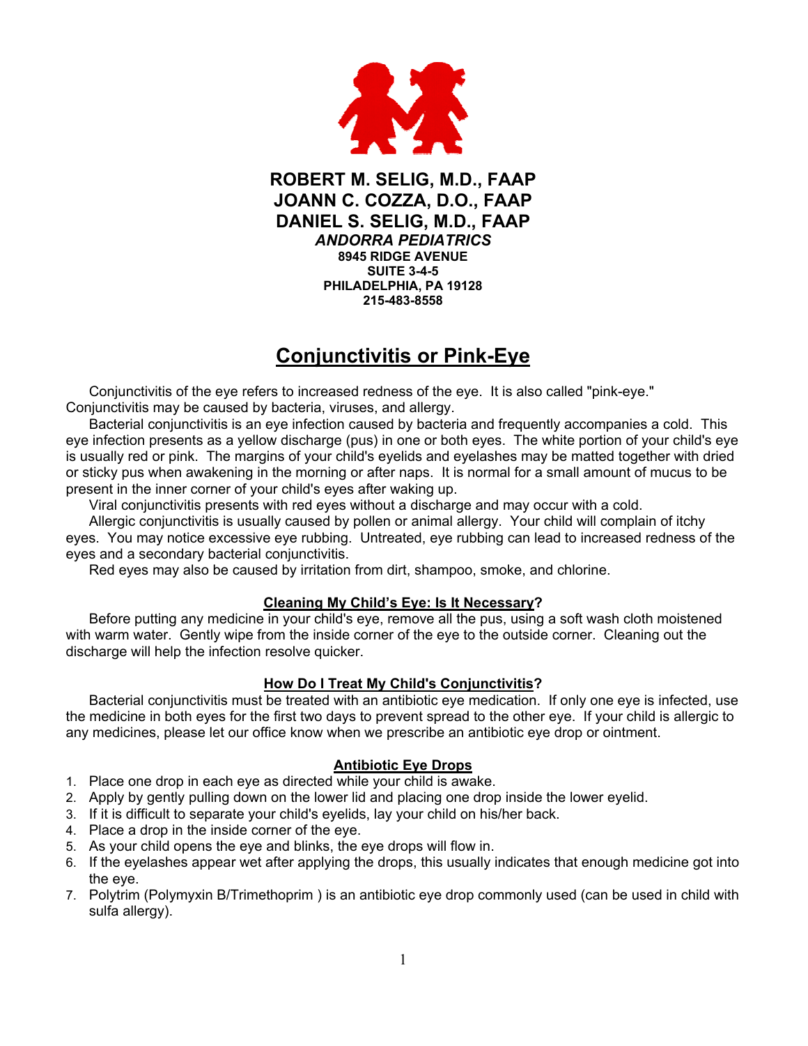**ROBERT M. SELIG, M.D., FAAP**
**JOANN C. COZZA, D.O., FAAP**
**DANIEL S. SELIG, M.D., FAAP**
***ANDORRA PEDIATRICS***
**8945 RIDGE AVENUE**
**SUITE 3-4-5**
**PHILADELPHIA, PA 19128**
**215-483-8558**

# Conjunctivitis or Pink-Eye

Conjunctivitis of the eye refers to increased redness of the eye. It is also called "pink-eye." Conjunctivitis may be caused by bacteria, viruses, and allergy.

Bacterial conjunctivitis is an eye infection caused by bacteria and frequently accompanies a cold. This eye infection presents as a yellow discharge (pus) in one or both eyes. The white portion of your child's eye is usually red or pink. The margins of your child's eyelids and eyelashes may be matted together with dried or sticky pus when awakening in the morning or after naps. It is normal for a small amount of mucus to be present in the inner corner of your child's eyes after waking up.

Viral conjunctivitis presents with red eyes without a discharge and may occur with a cold.

Allergic conjunctivitis is usually caused by pollen or animal allergy. Your child will complain of itchy eyes. You may notice excessive eye rubbing. Untreated, eye rubbing can lead to increased redness of the eyes and a secondary bacterial conjunctivitis.

Red eyes may also be caused by irritation from dirt, shampoo, smoke, and chlorine.

## Cleaning My Child's Eye: Is It Necessary?

Before putting any medicine in your child's eye, remove all the pus, using a soft wash cloth moistened with warm water. Gently wipe from the inside corner of the eye to the outside corner. Cleaning out the discharge will help the infection resolve quicker.

## How Do I Treat My Child's Conjunctivitis?

Bacterial conjunctivitis must be treated with an antibiotic eye medication. If only one eye is infected, use the medicine in both eyes for the first two days to prevent spread to the other eye. If your child is allergic to any medicines, please let our office know when we prescribe an antibiotic eye drop or ointment.

## Antibiotic Eye Drops

1. Place one drop in each eye as directed while your child is awake.
2. Apply by gently pulling down on the lower lid and placing one drop inside the lower eyelid.
3. If it is difficult to separate your child's eyelids, lay your child on his/her back.
4. Place a drop in the inside corner of the eye.
5. As your child opens the eye and blinks, the eye drops will flow in.
6. If the eyelashes appear wet after applying the drops, this usually indicates that enough medicine got into the eye.
7. Polytrim (Polymyxin B/Trimethoprim ) is an antibiotic eye drop commonly used (can be used in child with sulfa allergy).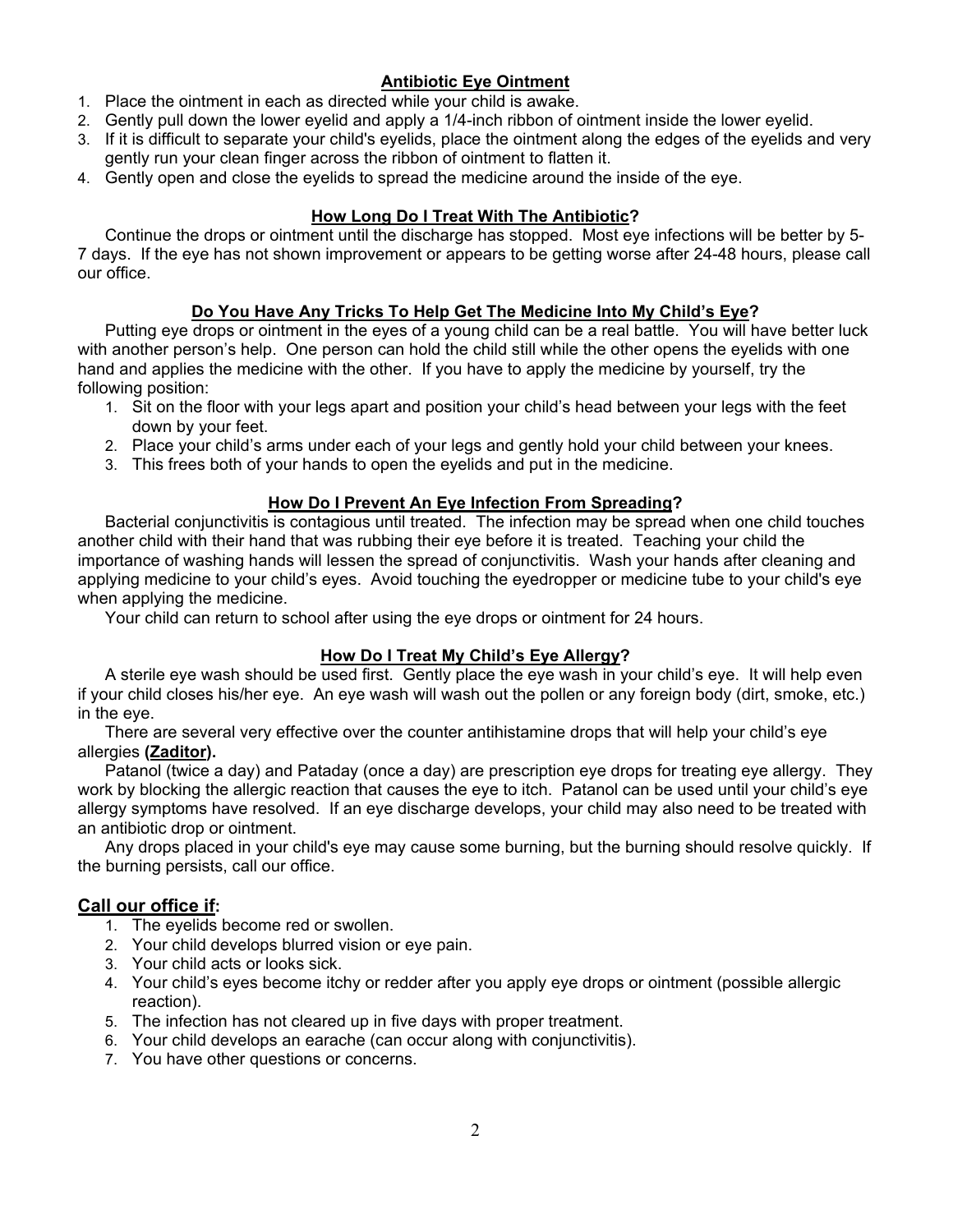## Antibiotic Eye Ointment

1. Place the ointment in each as directed while your child is awake.
2. Gently pull down the lower eyelid and apply a 1/4-inch ribbon of ointment inside the lower eyelid.
3. If it is difficult to separate your child's eyelids, place the ointment along the edges of the eyelids and very gently run your clean finger across the ribbon of ointment to flatten it.
4. Gently open and close the eyelids to spread the medicine around the inside of the eye.

## How Long Do I Treat With The Antibiotic?

Continue the drops or ointment until the discharge has stopped. Most eye infections will be better by 5-7 days. If the eye has not shown improvement or appears to be getting worse after 24-48 hours, please call our office.

## Do You Have Any Tricks To Help Get The Medicine Into My Child's Eye?

Putting eye drops or ointment in the eyes of a young child can be a real battle. You will have better luck with another person's help. One person can hold the child still while the other opens the eyelids with one hand and applies the medicine with the other. If you have to apply the medicine by yourself, try the following position:

1. Sit on the floor with your legs apart and position your child's head between your legs with the feet down by your feet.
2. Place your child's arms under each of your legs and gently hold your child between your knees.
3. This frees both of your hands to open the eyelids and put in the medicine.

## How Do I Prevent An Eye Infection From Spreading?

Bacterial conjunctivitis is contagious until treated. The infection may be spread when one child touches another child with their hand that was rubbing their eye before it is treated. Teaching your child the importance of washing hands will lessen the spread of conjunctivitis. Wash your hands after cleaning and applying medicine to your child's eyes. Avoid touching the eyedropper or medicine tube to your child's eye when applying the medicine.

Your child can return to school after using the eye drops or ointment for 24 hours.

## How Do I Treat My Child's Eye Allergy?

A sterile eye wash should be used first. Gently place the eye wash in your child's eye. It will help even if your child closes his/her eye. An eye wash will wash out the pollen or any foreign body (dirt, smoke, etc.) in the eye.

There are several very effective over the counter antihistamine drops that will help your child's eye allergies **(Zaditor).**

Patanol (twice a day) and Pataday (once a day) are prescription eye drops for treating eye allergy. They work by blocking the allergic reaction that causes the eye to itch. Patanol can be used until your child's eye allergy symptoms have resolved. If an eye discharge develops, your child may also need to be treated with an antibiotic drop or ointment.

Any drops placed in your child's eye may cause some burning, but the burning should resolve quickly. If the burning persists, call our office.

## Call our office if:

1. The eyelids become red or swollen.
2. Your child develops blurred vision or eye pain.
3. Your child acts or looks sick.
4. Your child's eyes become itchy or redder after you apply eye drops or ointment (possible allergic reaction).
5. The infection has not cleared up in five days with proper treatment.
6. Your child develops an earache (can occur along with conjunctivitis).
7. You have other questions or concerns.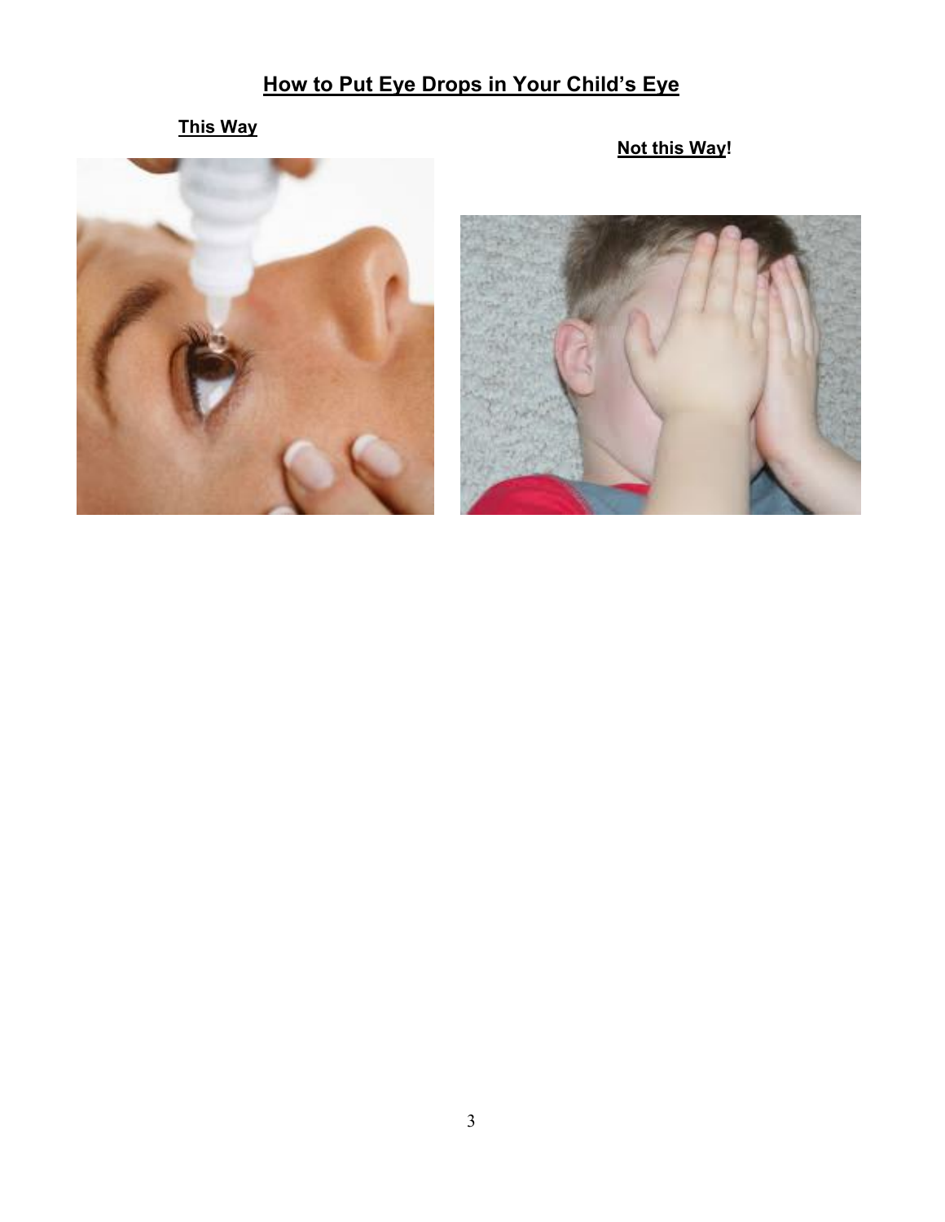# How to Put Eye Drops in Your Child's Eye

**This Way**

**Not this Way!**